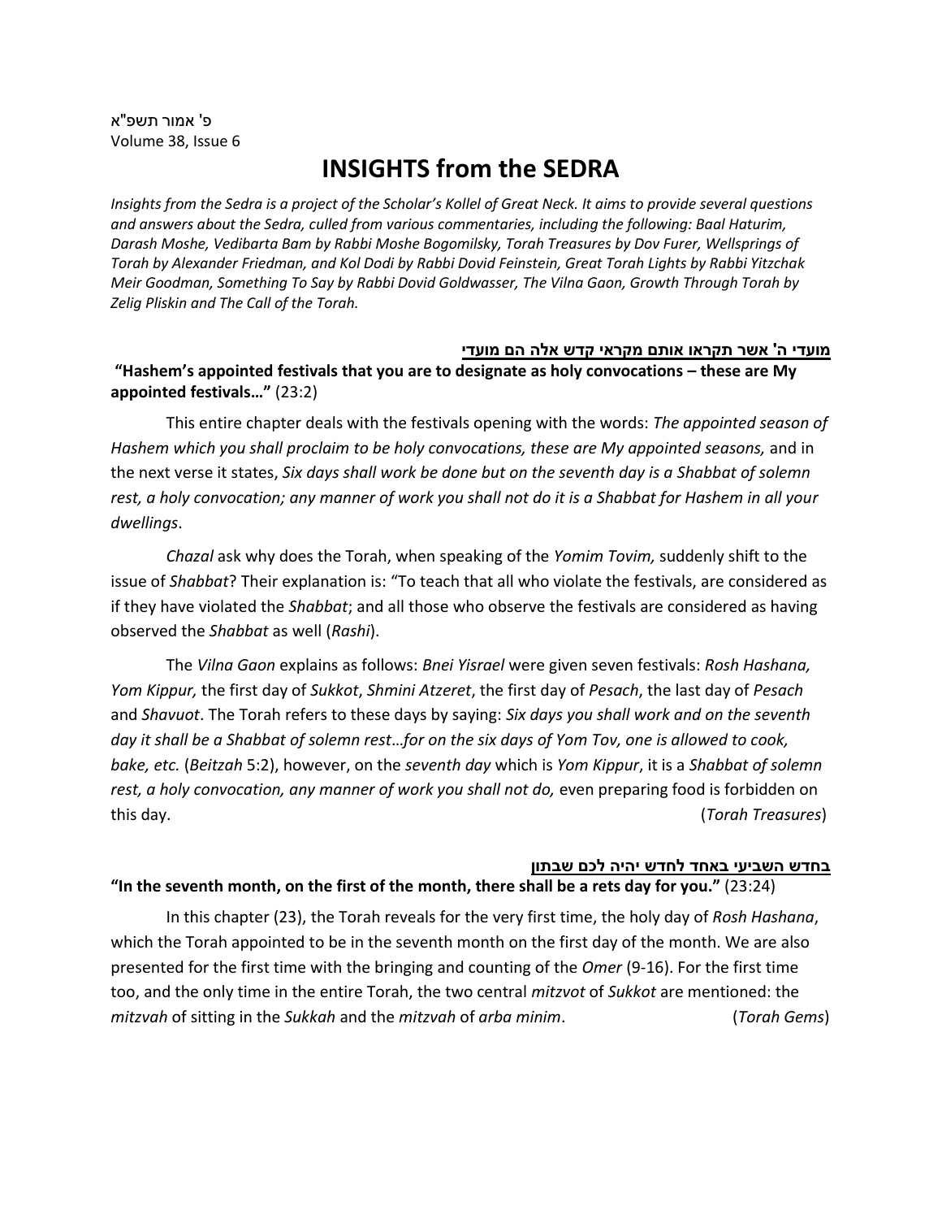פ' אמור תשפ"א
Volume 38, Issue 6

# INSIGHTS from the SEDRA

*Insights from the Sedra is a project of the Scholar's Kollel of Great Neck. It aims to provide several questions and answers about the Sedra, culled from various commentaries, including the following: Baal Haturim, Darash Moshe, Vedibarta Bam by Rabbi Moshe Bogomilsky, Torah Treasures by Dov Furer, Wellsprings of Torah by Alexander Friedman, and Kol Dodi by Rabbi Dovid Feinstein, Great Torah Lights by Rabbi Yitzchak Meir Goodman, Something To Say by Rabbi Dovid Goldwasser, The Vilna Gaon, Growth Through Torah by Zelig Pliskin and The Call of the Torah.*

**מועדי ה' אשר תקראו אותם מקראי קדש אלה הם מועדי**

**"Hashem's appointed festivals that you are to designate as holy convocations – these are My appointed festivals…"** (23:2)

This entire chapter deals with the festivals opening with the words: *The appointed season of Hashem which you shall proclaim to be holy convocations, these are My appointed seasons,* and in the next verse it states, *Six days shall work be done but on the seventh day is a Shabbat of solemn rest, a holy convocation; any manner of work you shall not do it is a Shabbat for Hashem in all your dwellings*.

*Chazal* ask why does the Torah, when speaking of the *Yomim Tovim,* suddenly shift to the issue of *Shabbat*? Their explanation is: "To teach that all who violate the festivals, are considered as if they have violated the *Shabbat*; and all those who observe the festivals are considered as having observed the *Shabbat* as well (*Rashi*).

The *Vilna Gaon* explains as follows: *Bnei Yisrael* were given seven festivals: *Rosh Hashana, Yom Kippur,* the first day of *Sukkot*, *Shmini Atzeret*, the first day of *Pesach*, the last day of *Pesach* and *Shavuot*. The Torah refers to these days by saying: *Six days you shall work and on the seventh day it shall be a Shabbat of solemn rest…for on the six days of Yom Tov, one is allowed to cook, bake, etc.* (*Beitzah* 5:2), however, on the *seventh day* which is *Yom Kippur*, it is a *Shabbat of solemn rest, a holy convocation, any manner of work you shall not do,* even preparing food is forbidden on this day. (*Torah Treasures*)

**בחדש השביעי באחד לחדש יהיה לכם שבתון**

**"In the seventh month, on the first of the month, there shall be a rets day for you."** (23:24)

In this chapter (23), the Torah reveals for the very first time, the holy day of *Rosh Hashana*, which the Torah appointed to be in the seventh month on the first day of the month. We are also presented for the first time with the bringing and counting of the *Omer* (9-16). For the first time too, and the only time in the entire Torah, the two central *mitzvot* of *Sukkot* are mentioned: the *mitzvah* of sitting in the *Sukkah* and the *mitzvah* of *arba minim*. (*Torah Gems*)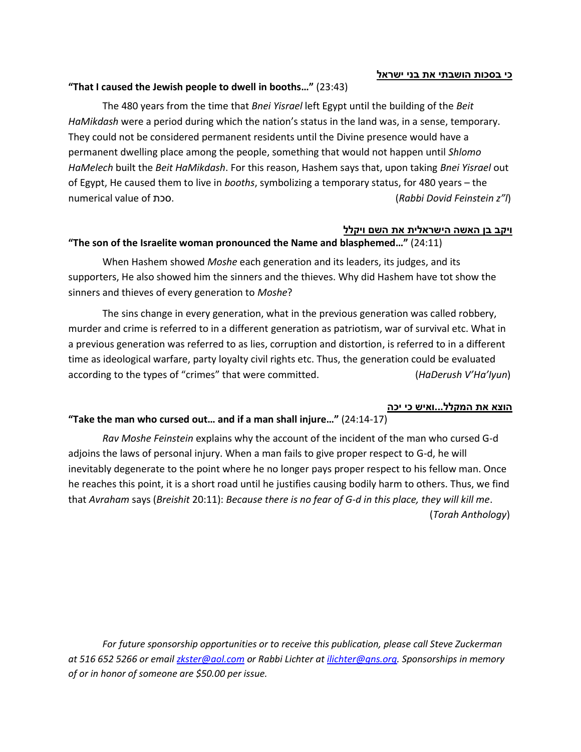<u>**כי בסכות הושבתי את בני ישראל**</u>

**"That I caused the Jewish people to dwell in booths…"** (23:43)

The 480 years from the time that *Bnei Yisrael* left Egypt until the building of the *Beit HaMikdash* were a period during which the nation's status in the land was, in a sense, temporary. They could not be considered permanent residents until the Divine presence would have a permanent dwelling place among the people, something that would not happen until *Shlomo HaMelech* built the *Beit HaMikdash*. For this reason, Hashem says that, upon taking *Bnei Yisrael* out of Egypt, He caused them to live in *booths*, symbolizing a temporary status, for 480 years – the numerical value of סכת. (*Rabbi Dovid Feinstein z"l*)

<u>**ויקב בן האשה הישראלית את השם ויקלל**</u>

**"The son of the Israelite woman pronounced the Name and blasphemed…"** (24:11)

When Hashem showed *Moshe* each generation and its leaders, its judges, and its supporters, He also showed him the sinners and the thieves. Why did Hashem have tot show the sinners and thieves of every generation to *Moshe*?

The sins change in every generation, what in the previous generation was called robbery, murder and crime is referred to in a different generation as patriotism, war of survival etc. What in a previous generation was referred to as lies, corruption and distortion, is referred to in a different time as ideological warfare, party loyalty civil rights etc. Thus, the generation could be evaluated according to the types of "crimes" that were committed. (*HaDerush V'Ha'Iyun*)

<u>**הוצא את המקלל...ואיש כי יכה**</u>

**"Take the man who cursed out… and if a man shall injure…"** (24:14-17)

*Rav Moshe Feinstein* explains why the account of the incident of the man who cursed G-d adjoins the laws of personal injury. When a man fails to give proper respect to G-d, he will inevitably degenerate to the point where he no longer pays proper respect to his fellow man. Once he reaches this point, it is a short road until he justifies causing bodily harm to others. Thus, we find that *Avraham* says (*Breishit* 20:11): *Because there is no fear of G-d in this place, they will kill me*. (*Torah Anthology*)

*For future sponsorship opportunities or to receive this publication, please call Steve Zuckerman at 516 652 5266 or email [zkster@aol.com](mailto:zkster@aol.com) or Rabbi Lichter at [ilichter@gns.org](mailto:ilichter@gns.org). Sponsorships in memory of or in honor of someone are $50.00 per issue.*